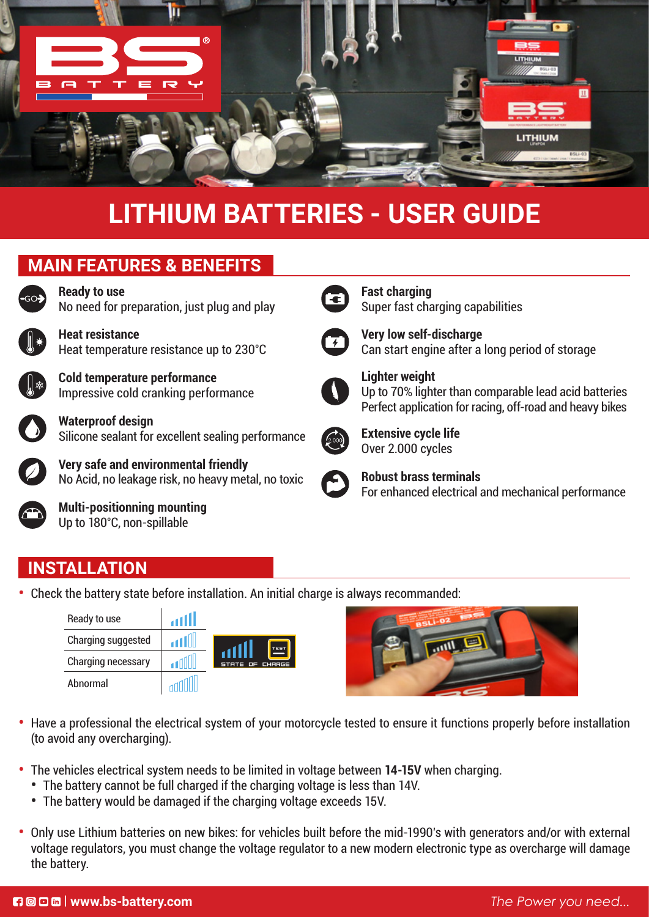# LITHIUM BATTERIES - USER GUIDE

## MAIN FEATURES & BENEFITS

**Ready to use**
No need for preparation, just plug and play

**Heat resistance**
Heat temperature resistance up to 230°C

**Cold temperature performance**
Impressive cold cranking performance

**Waterproof design**
Silicone sealant for excellent sealing performance

**Very safe and environmental friendly**
No Acid, no leakage risk, no heavy metal, no toxic

**Multi-positionning mounting**
Up to 180°C, non-spillable

**Fast charging**
Super fast charging capabilities

**Very low self-discharge**
Can start engine after a long period of storage

**Lighter weight**
Up to 70% lighter than comparable lead acid batteries
Perfect application for racing, off-road and heavy bikes

**Extensive cycle life**
Over 2.000 cycles

**Robust brass terminals**
For enhanced electrical and mechanical performance

## INSTALLATION

- Check the battery state before installation. An initial charge is always recommanded:

| State | Indicator |
|---|---|
| Ready to use | 5 bars |
| Charging suggested | 3 bars |
| Charging necessary | 2 bars |
| Abnormal | 0 bars |

- Have a professional the electrical system of your motorcycle tested to ensure it functions properly before installation (to avoid any overcharging).

- The vehicles electrical system needs to be limited in voltage between **14-15V** when charging.
  - The battery cannot be full charged if the charging voltage is less than 14V.
  - The battery would be damaged if the charging voltage exceeds 15V.

- Only use Lithium batteries on new bikes: for vehicles built before the mid-1990's with generators and/or with external voltage regulators, you must change the voltage regulator to a new modern electronic type as overcharge will damage the battery.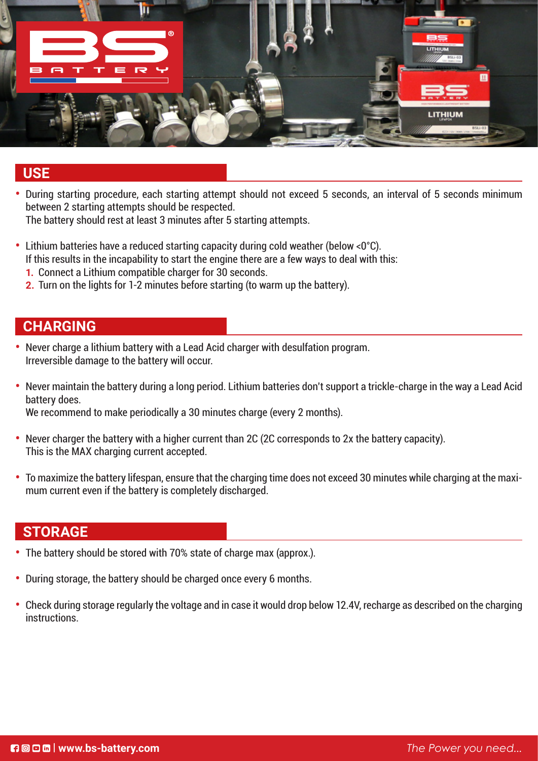## USE

- During starting procedure, each starting attempt should not exceed 5 seconds, an interval of 5 seconds minimum between 2 starting attempts should be respected.
  The battery should rest at least 3 minutes after 5 starting attempts.

- Lithium batteries have a reduced starting capacity during cold weather (below <0°C).
  If this results in the incapability to start the engine there are a few ways to deal with this:
  1. Connect a Lithium compatible charger for 30 seconds.
  2. Turn on the lights for 1-2 minutes before starting (to warm up the battery).

## CHARGING

- Never charge a lithium battery with a Lead Acid charger with desulfation program.
  Irreversible damage to the battery will occur.

- Never maintain the battery during a long period. Lithium batteries don't support a trickle-charge in the way a Lead Acid battery does.
  We recommend to make periodically a 30 minutes charge (every 2 months).

- Never charger the battery with a higher current than 2C (2C corresponds to 2x the battery capacity).
  This is the MAX charging current accepted.

- To maximize the battery lifespan, ensure that the charging time does not exceed 30 minutes while charging at the maximum current even if the battery is completely discharged.

## STORAGE

- The battery should be stored with 70% state of charge max (approx.).

- During storage, the battery should be charged once every 6 months.

- Check during storage regularly the voltage and in case it would drop below 12.4V, recharge as described on the charging instructions.

www.bs-battery.com

*The Power you need...*